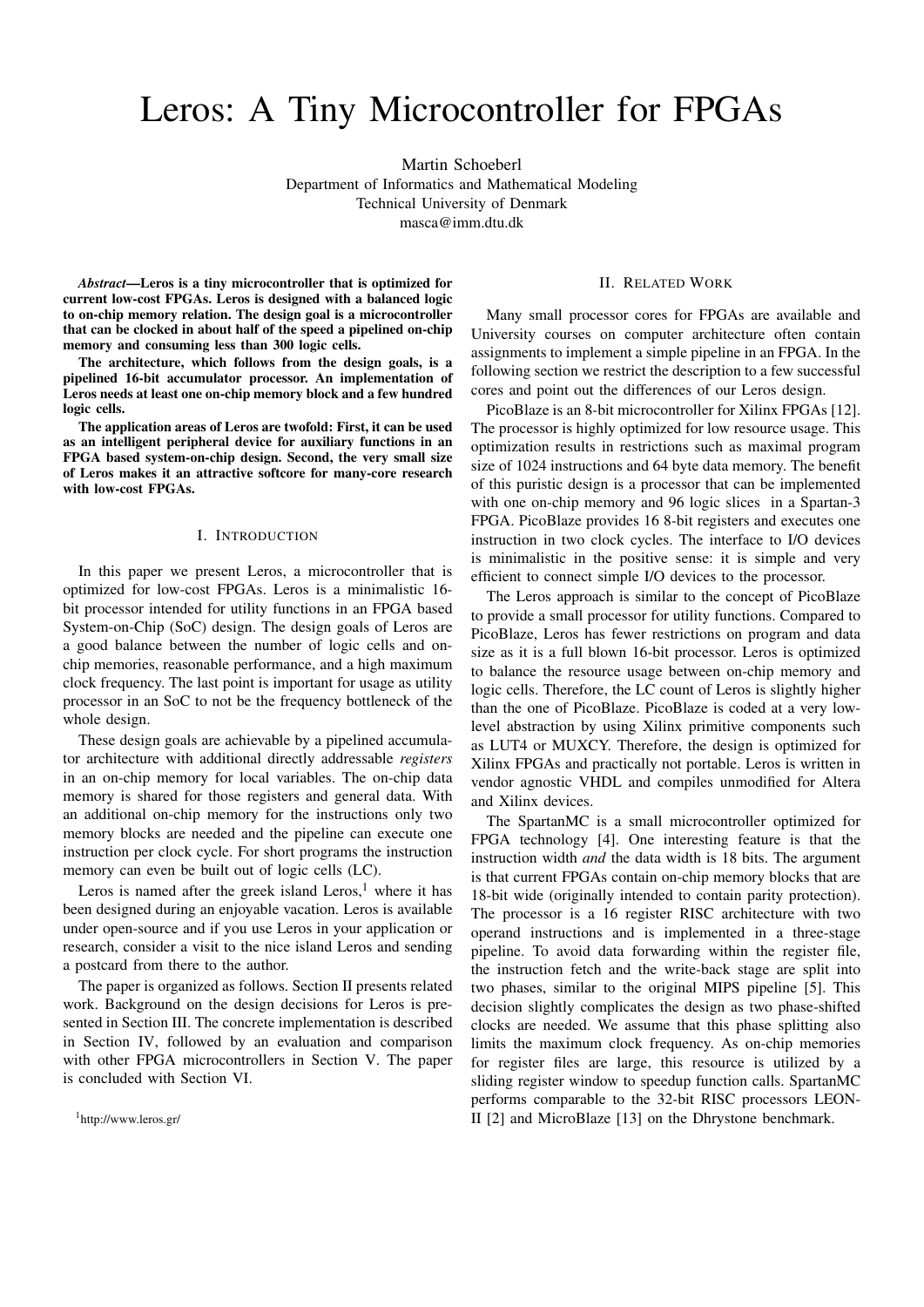# Leros: A Tiny Microcontroller for FPGAs

Martin Schoeberl
Department of Informatics and Mathematical Modeling
Technical University of Denmark
masca@imm.dtu.dk

***Abstract*—Leros is a tiny microcontroller that is optimized for current low-cost FPGAs. Leros is designed with a balanced logic to on-chip memory relation. The design goal is a microcontroller that can be clocked in about half of the speed a pipelined on-chip memory and consuming less than 300 logic cells.**

**The architecture, which follows from the design goals, is a pipelined 16-bit accumulator processor. An implementation of Leros needs at least one on-chip memory block and a few hundred logic cells.**

**The application areas of Leros are twofold: First, it can be used as an intelligent peripheral device for auxiliary functions in an FPGA based system-on-chip design. Second, the very small size of Leros makes it an attractive softcore for many-core research with low-cost FPGAs.**

## I. Introduction

In this paper we present Leros, a microcontroller that is optimized for low-cost FPGAs. Leros is a minimalistic 16-bit processor intended for utility functions in an FPGA based System-on-Chip (SoC) design. The design goals of Leros are a good balance between the number of logic cells and on-chip memories, reasonable performance, and a high maximum clock frequency. The last point is important for usage as utility processor in an SoC to not be the frequency bottleneck of the whole design.

These design goals are achievable by a pipelined accumulator architecture with additional directly addressable *registers* in an on-chip memory for local variables. The on-chip data memory is shared for those registers and general data. With an additional on-chip memory for the instructions only two memory blocks are needed and the pipeline can execute one instruction per clock cycle. For short programs the instruction memory can even be built out of logic cells (LC).

Leros is named after the greek island Leros,[1] where it has been designed during an enjoyable vacation. Leros is available under open-source and if you use Leros in your application or research, consider a visit to the nice island Leros and sending a postcard from there to the author.

The paper is organized as follows. Section II presents related work. Background on the design decisions for Leros is presented in Section III. The concrete implementation is described in Section IV, followed by an evaluation and comparison with other FPGA microcontrollers in Section V. The paper is concluded with Section VI.

[1] http://www.leros.gr/

## II. Related Work

Many small processor cores for FPGAs are available and University courses on computer architecture often contain assignments to implement a simple pipeline in an FPGA. In the following section we restrict the description to a few successful cores and point out the differences of our Leros design.

PicoBlaze is an 8-bit microcontroller for Xilinx FPGAs [12]. The processor is highly optimized for low resource usage. This optimization results in restrictions such as maximal program size of 1024 instructions and 64 byte data memory. The benefit of this puristic design is a processor that can be implemented with one on-chip memory and 96 logic slices in a Spartan-3 FPGA. PicoBlaze provides 16 8-bit registers and executes one instruction in two clock cycles. The interface to I/O devices is minimalistic in the positive sense: it is simple and very efficient to connect simple I/O devices to the processor.

The Leros approach is similar to the concept of PicoBlaze to provide a small processor for utility functions. Compared to PicoBlaze, Leros has fewer restrictions on program and data size as it is a full blown 16-bit processor. Leros is optimized to balance the resource usage between on-chip memory and logic cells. Therefore, the LC count of Leros is slightly higher than the one of PicoBlaze. PicoBlaze is coded at a very low-level abstraction by using Xilinx primitive components such as LUT4 or MUXCY. Therefore, the design is optimized for Xilinx FPGAs and practically not portable. Leros is written in vendor agnostic VHDL and compiles unmodified for Altera and Xilinx devices.

The SpartanMC is a small microcontroller optimized for FPGA technology [4]. One interesting feature is that the instruction width *and* the data width is 18 bits. The argument is that current FPGAs contain on-chip memory blocks that are 18-bit wide (originally intended to contain parity protection). The processor is a 16 register RISC architecture with two operand instructions and is implemented in a three-stage pipeline. To avoid data forwarding within the register file, the instruction fetch and the write-back stage are split into two phases, similar to the original MIPS pipeline [5]. This decision slightly complicates the design as two phase-shifted clocks are needed. We assume that this phase splitting also limits the maximum clock frequency. As on-chip memories for register files are large, this resource is utilized by a sliding register window to speedup function calls. SpartanMC performs comparable to the 32-bit RISC processors LEON-II [2] and MicroBlaze [13] on the Dhrystone benchmark.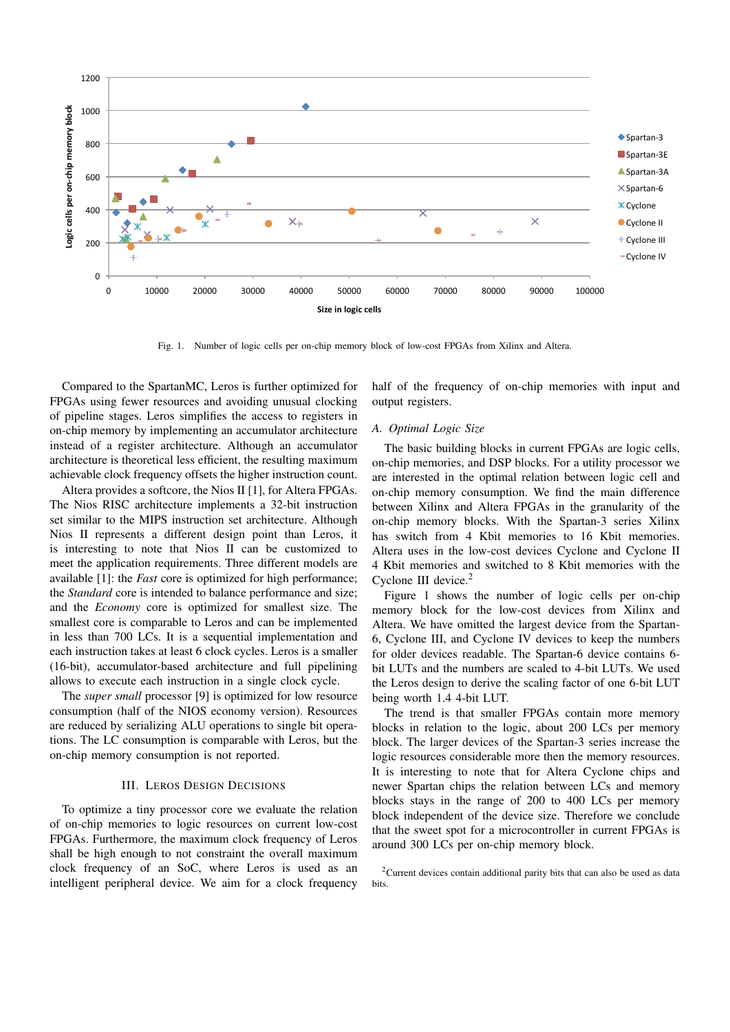Fig. 1. Number of logic cells per on-chip memory block of low-cost FPGAs from Xilinx and Altera.

Compared to the SpartanMC, Leros is further optimized for FPGAs using fewer resources and avoiding unusual clocking of pipeline stages. Leros simplifies the access to registers in on-chip memory by implementing an accumulator architecture instead of a register architecture. Although an accumulator architecture is theoretical less efficient, the resulting maximum achievable clock frequency offsets the higher instruction count.

Altera provides a softcore, the Nios II [1], for Altera FPGAs. The Nios RISC architecture implements a 32-bit instruction set similar to the MIPS instruction set architecture. Although Nios II represents a different design point than Leros, it is interesting to note that Nios II can be customized to meet the application requirements. Three different models are available [1]: the *Fast* core is optimized for high performance; the *Standard* core is intended to balance performance and size; and the *Economy* core is optimized for smallest size. The smallest core is comparable to Leros and can be implemented in less than 700 LCs. It is a sequential implementation and each instruction takes at least 6 clock cycles. Leros is a smaller (16-bit), accumulator-based architecture and full pipelining allows to execute each instruction in a single clock cycle.

The *super small* processor [9] is optimized for low resource consumption (half of the NIOS economy version). Resources are reduced by serializing ALU operations to single bit operations. The LC consumption is comparable with Leros, but the on-chip memory consumption is not reported.

## III. Leros Design Decisions

To optimize a tiny processor core we evaluate the relation of on-chip memories to logic resources on current low-cost FPGAs. Furthermore, the maximum clock frequency of Leros shall be high enough to not constraint the overall maximum clock frequency of an SoC, where Leros is used as an intelligent peripheral device. We aim for a clock frequency half of the frequency of on-chip memories with input and output registers.

### *A. Optimal Logic Size*

The basic building blocks in current FPGAs are logic cells, on-chip memories, and DSP blocks. For a utility processor we are interested in the optimal relation between logic cell and on-chip memory consumption. We find the main difference between Xilinx and Altera FPGAs in the granularity of the on-chip memory blocks. With the Spartan-3 series Xilinx has switch from 4 Kbit memories to 16 Kbit memories. Altera uses in the low-cost devices Cyclone and Cyclone II 4 Kbit memories and switched to 8 Kbit memories with the Cyclone III device.[2]

Figure 1 shows the number of logic cells per on-chip memory block for the low-cost devices from Xilinx and Altera. We have omitted the largest device from the Spartan-6, Cyclone III, and Cyclone IV devices to keep the numbers for older devices readable. The Spartan-6 device contains 6-bit LUTs and the numbers are scaled to 4-bit LUTs. We used the Leros design to derive the scaling factor of one 6-bit LUT being worth 1.4 4-bit LUT.

The trend is that smaller FPGAs contain more memory blocks in relation to the logic, about 200 LCs per memory block. The larger devices of the Spartan-3 series increase the logic resources considerable more then the memory resources. It is interesting to note that for Altera Cyclone chips and newer Spartan chips the relation between LCs and memory blocks stays in the range of 200 to 400 LCs per memory block independent of the device size. Therefore we conclude that the sweet spot for a microcontroller in current FPGAs is around 300 LCs per on-chip memory block.

[2] Current devices contain additional parity bits that can also be used as data bits.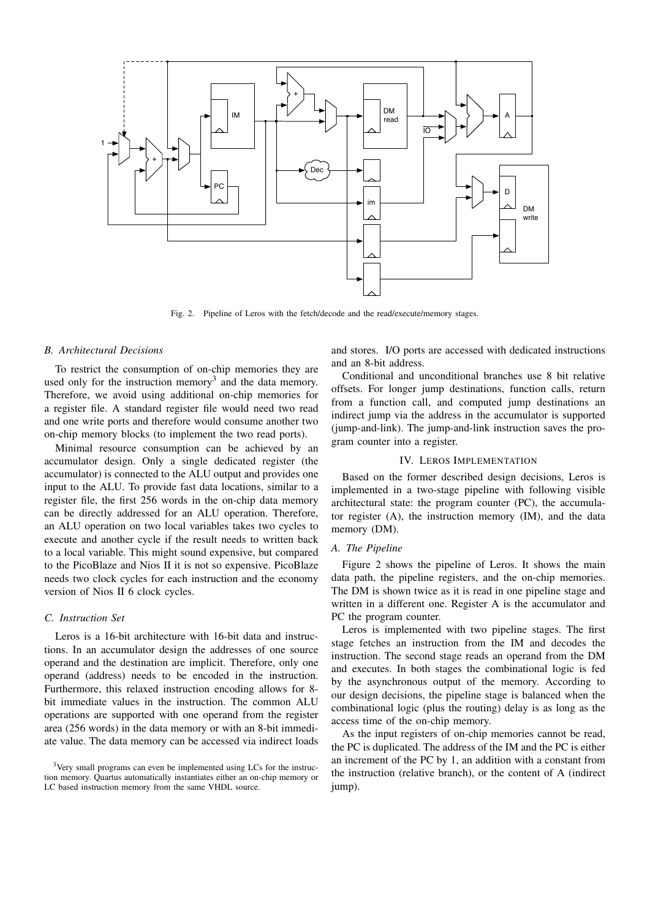Fig. 2. Pipeline of Leros with the fetch/decode and the read/execute/memory stages.

### B. Architectural Decisions

To restrict the consumption of on-chip memories they are used only for the instruction memory[3] and the data memory. Therefore, we avoid using additional on-chip memories for a register file. A standard register file would need two read and one write ports and therefore would consume another two on-chip memory blocks (to implement the two read ports).

Minimal resource consumption can be achieved by an accumulator design. Only a single dedicated register (the accumulator) is connected to the ALU output and provides one input to the ALU. To provide fast data locations, similar to a register file, the first 256 words in the on-chip data memory can be directly addressed for an ALU operation. Therefore, an ALU operation on two local variables takes two cycles to execute and another cycle if the result needs to written back to a local variable. This might sound expensive, but compared to the PicoBlaze and Nios II it is not so expensive. PicoBlaze needs two clock cycles for each instruction and the economy version of Nios II 6 clock cycles.

### C. Instruction Set

Leros is a 16-bit architecture with 16-bit data and instructions. In an accumulator design the addresses of one source operand and the destination are implicit. Therefore, only one operand (address) needs to be encoded in the instruction. Furthermore, this relaxed instruction encoding allows for 8-bit immediate values in the instruction. The common ALU operations are supported with one operand from the register area (256 words) in the data memory or with an 8-bit immediate value. The data memory can be accessed via indirect loads and stores. I/O ports are accessed with dedicated instructions and an 8-bit address.

Conditional and unconditional branches use 8 bit relative offsets. For longer jump destinations, function calls, return from a function call, and computed jump destinations an indirect jump via the address in the accumulator is supported (jump-and-link). The jump-and-link instruction saves the program counter into a register.

## IV. Leros Implementation

Based on the former described design decisions, Leros is implemented in a two-stage pipeline with following visible architectural state: the program counter (PC), the accumulator register (A), the instruction memory (IM), and the data memory (DM).

### A. The Pipeline

Figure 2 shows the pipeline of Leros. It shows the main data path, the pipeline registers, and the on-chip memories. The DM is shown twice as it is read in one pipeline stage and written in a different one. Register A is the accumulator and PC the program counter.

Leros is implemented with two pipeline stages. The first stage fetches an instruction from the IM and decodes the instruction. The second stage reads an operand from the DM and executes. In both stages the combinational logic is fed by the asynchronous output of the memory. According to our design decisions, the pipeline stage is balanced when the combinational logic (plus the routing) delay is as long as the access time of the on-chip memory.

As the input registers of on-chip memories cannot be read, the PC is duplicated. The address of the IM and the PC is either an increment of the PC by 1, an addition with a constant from the instruction (relative branch), or the content of A (indirect jump).

[3] Very small programs can even be implemented using LCs for the instruction memory. Quartus automatically instantiates either an on-chip memory or LC based instruction memory from the same VHDL source.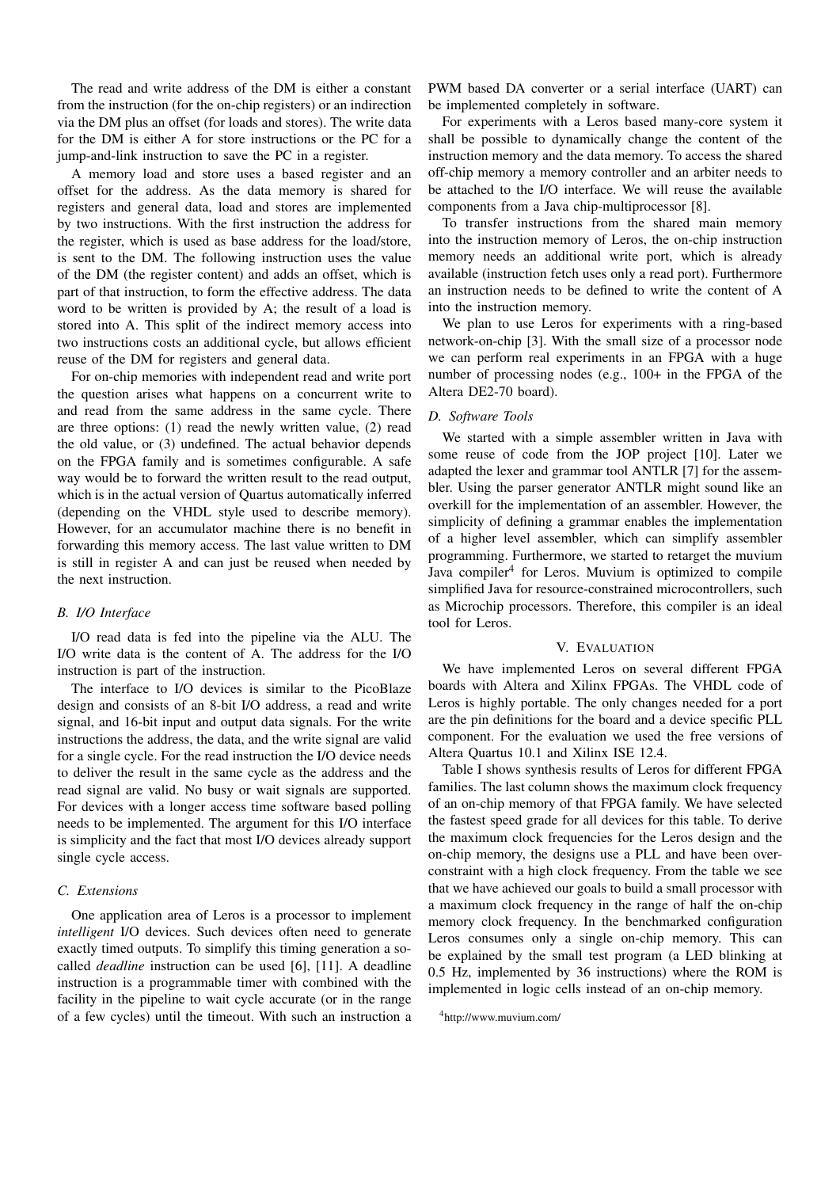The read and write address of the DM is either a constant from the instruction (for the on-chip registers) or an indirection via the DM plus an offset (for loads and stores). The write data for the DM is either A for store instructions or the PC for a jump-and-link instruction to save the PC in a register.

A memory load and store uses a based register and an offset for the address. As the data memory is shared for registers and general data, load and stores are implemented by two instructions. With the first instruction the address for the register, which is used as base address for the load/store, is sent to the DM. The following instruction uses the value of the DM (the register content) and adds an offset, which is part of that instruction, to form the effective address. The data word to be written is provided by A; the result of a load is stored into A. This split of the indirect memory access into two instructions costs an additional cycle, but allows efficient reuse of the DM for registers and general data.

For on-chip memories with independent read and write port the question arises what happens on a concurrent write to and read from the same address in the same cycle. There are three options: (1) read the newly written value, (2) read the old value, or (3) undefined. The actual behavior depends on the FPGA family and is sometimes configurable. A safe way would be to forward the written result to the read output, which is in the actual version of Quartus automatically inferred (depending on the VHDL style used to describe memory). However, for an accumulator machine there is no benefit in forwarding this memory access. The last value written to DM is still in register A and can just be reused when needed by the next instruction.

### B. I/O Interface

I/O read data is fed into the pipeline via the ALU. The I/O write data is the content of A. The address for the I/O instruction is part of the instruction.

The interface to I/O devices is similar to the PicoBlaze design and consists of an 8-bit I/O address, a read and write signal, and 16-bit input and output data signals. For the write instructions the address, the data, and the write signal are valid for a single cycle. For the read instruction the I/O device needs to deliver the result in the same cycle as the address and the read signal are valid. No busy or wait signals are supported. For devices with a longer access time software based polling needs to be implemented. The argument for this I/O interface is simplicity and the fact that most I/O devices already support single cycle access.

### C. Extensions

One application area of Leros is a processor to implement *intelligent* I/O devices. Such devices often need to generate exactly timed outputs. To simplify this timing generation a so-called *deadline* instruction can be used [6], [11]. A deadline instruction is a programmable timer with combined with the facility in the pipeline to wait cycle accurate (or in the range of a few cycles) until the timeout. With such an instruction a PWM based DA converter or a serial interface (UART) can be implemented completely in software.

For experiments with a Leros based many-core system it shall be possible to dynamically change the content of the instruction memory and the data memory. To access the shared off-chip memory a memory controller and an arbiter needs to be attached to the I/O interface. We will reuse the available components from a Java chip-multiprocessor [8].

To transfer instructions from the shared main memory into the instruction memory of Leros, the on-chip instruction memory needs an additional write port, which is already available (instruction fetch uses only a read port). Furthermore an instruction needs to be defined to write the content of A into the instruction memory.

We plan to use Leros for experiments with a ring-based network-on-chip [3]. With the small size of a processor node we can perform real experiments in an FPGA with a huge number of processing nodes (e.g., 100+ in the FPGA of the Altera DE2-70 board).

### D. Software Tools

We started with a simple assembler written in Java with some reuse of code from the JOP project [10]. Later we adapted the lexer and grammar tool ANTLR [7] for the assembler. Using the parser generator ANTLR might sound like an overkill for the implementation of an assembler. However, the simplicity of defining a grammar enables the implementation of a higher level assembler, which can simplify assembler programming. Furthermore, we started to retarget the muvium Java compiler[4] for Leros. Muvium is optimized to compile simplified Java for resource-constrained microcontrollers, such as Microchip processors. Therefore, this compiler is an ideal tool for Leros.

## V. Evaluation

We have implemented Leros on several different FPGA boards with Altera and Xilinx FPGAs. The VHDL code of Leros is highly portable. The only changes needed for a port are the pin definitions for the board and a device specific PLL component. For the evaluation we used the free versions of Altera Quartus 10.1 and Xilinx ISE 12.4.

Table I shows synthesis results of Leros for different FPGA families. The last column shows the maximum clock frequency of an on-chip memory of that FPGA family. We have selected the fastest speed grade for all devices for this table. To derive the maximum clock frequencies for the Leros design and the on-chip memory, the designs use a PLL and have been over-constraint with a high clock frequency. From the table we see that we have achieved our goals to build a small processor with a maximum clock frequency in the range of half the on-chip memory clock frequency. In the benchmarked configuration Leros consumes only a single on-chip memory. This can be explained by the small test program (a LED blinking at 0.5 Hz, implemented by 36 instructions) where the ROM is implemented in logic cells instead of an on-chip memory.

[4] http://www.muvium.com/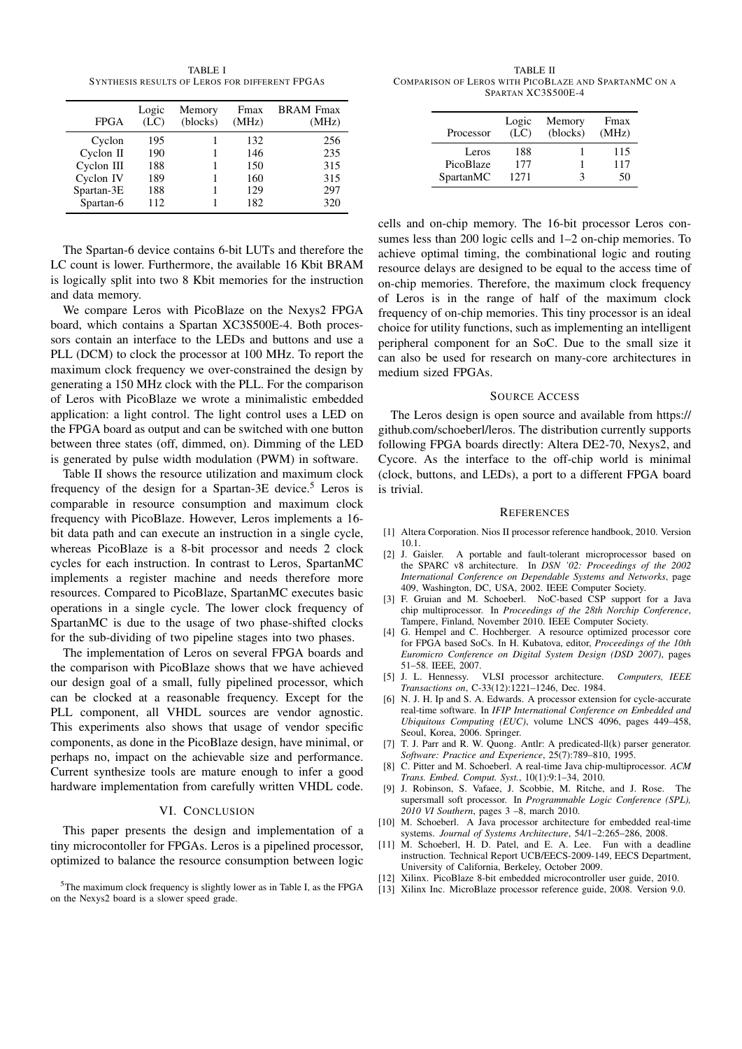TABLE I
SYNTHESIS RESULTS OF LEROS FOR DIFFERENT FPGAS

| FPGA | Logic (LC) | Memory (blocks) | Fmax (MHz) | BRAM Fmax (MHz) |
|---|---|---|---|---|
| Cyclon | 195 | 1 | 132 | 256 |
| Cyclon II | 190 | 1 | 146 | 235 |
| Cyclon III | 188 | 1 | 150 | 315 |
| Cyclon IV | 189 | 1 | 160 | 315 |
| Spartan-3E | 188 | 1 | 129 | 297 |
| Spartan-6 | 112 | 1 | 182 | 320 |

The Spartan-6 device contains 6-bit LUTs and therefore the LC count is lower. Furthermore, the available 16 Kbit BRAM is logically split into two 8 Kbit memories for the instruction and data memory.

We compare Leros with PicoBlaze on the Nexys2 FPGA board, which contains a Spartan XC3S500E-4. Both processors contain an interface to the LEDs and buttons and use a PLL (DCM) to clock the processor at 100 MHz. To report the maximum clock frequency we over-constrained the design by generating a 150 MHz clock with the PLL. For the comparison of Leros with PicoBlaze we wrote a minimalistic embedded application: a light control. The light control uses a LED on the FPGA board as output and can be switched with one button between three states (off, dimmed, on). Dimming of the LED is generated by pulse width modulation (PWM) in software.

Table II shows the resource utilization and maximum clock frequency of the design for a Spartan-3E device.[5] Leros is comparable in resource consumption and maximum clock frequency with PicoBlaze. However, Leros implements a 16-bit data path and can execute an instruction in a single cycle, whereas PicoBlaze is a 8-bit processor and needs 2 clock cycles for each instruction. In contrast to Leros, SpartanMC implements a register machine and needs therefore more resources. Compared to PicoBlaze, SpartanMC executes basic operations in a single cycle. The lower clock frequency of SpartanMC is due to the usage of two phase-shifted clocks for the sub-dividing of two pipeline stages into two phases.

The implementation of Leros on several FPGA boards and the comparison with PicoBlaze shows that we have achieved our design goal of a small, fully pipelined processor, which can be clocked at a reasonable frequency. Except for the PLL component, all VHDL sources are vendor agnostic. This experiments also shows that usage of vendor specific components, as done in the PicoBlaze design, have minimal, or perhaps no, impact on the achievable size and performance. Current synthesize tools are mature enough to infer a good hardware implementation from carefully written VHDL code.

## VI. CONCLUSION

This paper presents the design and implementation of a tiny microcontoller for FPGAs. Leros is a pipelined processor, optimized to balance the resource consumption between logic cells and on-chip memory. The 16-bit processor Leros consumes less than 200 logic cells and 1–2 on-chip memories. To achieve optimal timing, the combinational logic and routing resource delays are designed to be equal to the access time of on-chip memories. Therefore, the maximum clock frequency of Leros is in the range of half of the maximum clock frequency of on-chip memories. This tiny processor is an ideal choice for utility functions, such as implementing an intelligent peripheral component for an SoC. Due to the small size it can also be used for research on many-core architectures in medium sized FPGAs.

[5] The maximum clock frequency is slightly lower as in Table I, as the FPGA on the Nexys2 board is a slower speed grade.

TABLE II
COMPARISON OF LEROS WITH PICOBLAZE AND SPARTANMC ON A SPARTAN XC3S500E-4

| Processor | Logic (LC) | Memory (blocks) | Fmax (MHz) |
|---|---|---|---|
| Leros | 188 | 1 | 115 |
| PicoBlaze | 177 | 1 | 117 |
| SpartanMC | 1271 | 3 | 50 |

## SOURCE ACCESS

The Leros design is open source and available from https://github.com/schoeberl/leros. The distribution currently supports following FPGA boards directly: Altera DE2-70, Nexys2, and Cycore. As the interface to the off-chip world is minimal (clock, buttons, and LEDs), a port to a different FPGA board is trivial.

## REFERENCES

[1] Altera Corporation. Nios II processor reference handbook, 2010. Version 10.1.

[2] J. Gaisler. A portable and fault-tolerant microprocessor based on the SPARC v8 architecture. In *DSN '02: Proceedings of the 2002 International Conference on Dependable Systems and Networks*, page 409, Washington, DC, USA, 2002. IEEE Computer Society.

[3] F. Gruian and M. Schoeberl. NoC-based CSP support for a Java chip multiprocessor. In *Proceedings of the 28th Norchip Conference*, Tampere, Finland, November 2010. IEEE Computer Society.

[4] G. Hempel and C. Hochberger. A resource optimized processor core for FPGA based SoCs. In H. Kubatova, editor, *Proceedings of the 10th Euromicro Conference on Digital System Design (DSD 2007)*, pages 51–58. IEEE, 2007.

[5] J. L. Hennessy. VLSI processor architecture. *Computers, IEEE Transactions on*, C-33(12):1221–1246, Dec. 1984.

[6] N. J. H. Ip and S. A. Edwards. A processor extension for cycle-accurate real-time software. In *IFIP International Conference on Embedded and Ubiquitous Computing (EUC)*, volume LNCS 4096, pages 449–458, Seoul, Korea, 2006. Springer.

[7] T. J. Parr and R. W. Quong. Antlr: A predicated-ll(k) parser generator. *Software: Practice and Experience*, 25(7):789–810, 1995.

[8] C. Pitter and M. Schoeberl. A real-time Java chip-multiprocessor. *ACM Trans. Embed. Comput. Syst.*, 10(1):9:1–34, 2010.

[9] J. Robinson, S. Vafaee, J. Scobbie, M. Ritche, and J. Rose. The supersmall soft processor. In *Programmable Logic Conference (SPL), 2010 VI Southern*, pages 3 –8, march 2010.

[10] M. Schoeberl. A Java processor architecture for embedded real-time systems. *Journal of Systems Architecture*, 54/1–2:265–286, 2008.

[11] M. Schoeberl, H. D. Patel, and E. A. Lee. Fun with a deadline instruction. Technical Report UCB/EECS-2009-149, EECS Department, University of California, Berkeley, October 2009.

[12] Xilinx. PicoBlaze 8-bit embedded microcontroller user guide, 2010.

[13] Xilinx Inc. MicroBlaze processor reference guide, 2008. Version 9.0.